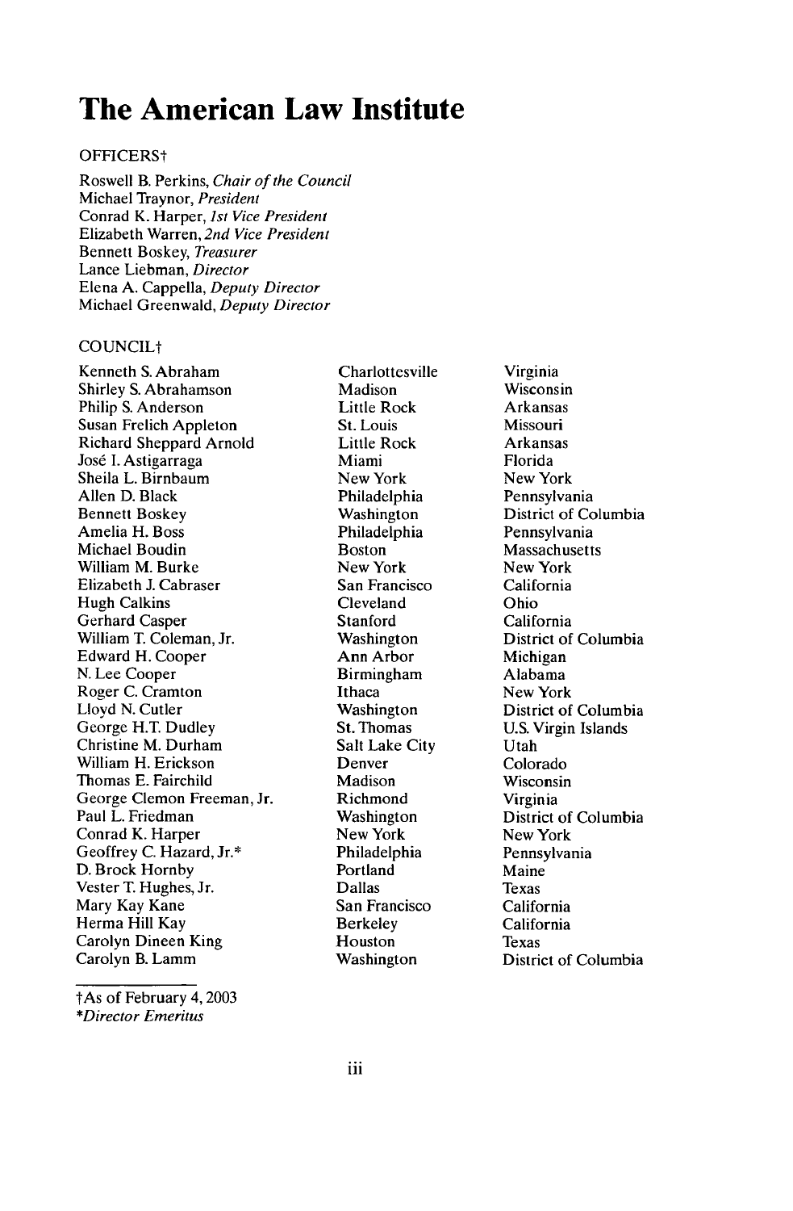# The American Law Institute

OFFICERS†

Roswell B. Perkins, *Chair of the Council*
Michael Traynor, *President*
Conrad K. Harper, *1st Vice President*
Elizabeth Warren, *2nd Vice President*
Bennett Boskey, *Treasurer*
Lance Liebman, *Director*
Elena A. Cappella, *Deputy Director*
Michael Greenwald, *Deputy Director*

COUNCIL†

| | | |
|---|---|---|
| Kenneth S. Abraham | Charlottesville | Virginia |
| Shirley S. Abrahamson | Madison | Wisconsin |
| Philip S. Anderson | Little Rock | Arkansas |
| Susan Frelich Appleton | St. Louis | Missouri |
| Richard Sheppard Arnold | Little Rock | Arkansas |
| José I. Astigarraga | Miami | Florida |
| Sheila L. Birnbaum | New York | New York |
| Allen D. Black | Philadelphia | Pennsylvania |
| Bennett Boskey | Washington | District of Columbia |
| Amelia H. Boss | Philadelphia | Pennsylvania |
| Michael Boudin | Boston | Massachusetts |
| William M. Burke | New York | New York |
| Elizabeth J. Cabraser | San Francisco | California |
| Hugh Calkins | Cleveland | Ohio |
| Gerhard Casper | Stanford | California |
| William T. Coleman, Jr. | Washington | District of Columbia |
| Edward H. Cooper | Ann Arbor | Michigan |
| N. Lee Cooper | Birmingham | Alabama |
| Roger C. Cramton | Ithaca | New York |
| Lloyd N. Cutler | Washington | District of Columbia |
| George H.T. Dudley | St. Thomas | U.S. Virgin Islands |
| Christine M. Durham | Salt Lake City | Utah |
| William H. Erickson | Denver | Colorado |
| Thomas E. Fairchild | Madison | Wisconsin |
| George Clemon Freeman, Jr. | Richmond | Virginia |
| Paul L. Friedman | Washington | District of Columbia |
| Conrad K. Harper | New York | New York |
| Geoffrey C. Hazard, Jr.* | Philadelphia | Pennsylvania |
| D. Brock Hornby | Portland | Maine |
| Vester T. Hughes, Jr. | Dallas | Texas |
| Mary Kay Kane | San Francisco | California |
| Herma Hill Kay | Berkeley | California |
| Carolyn Dineen King | Houston | Texas |
| Carolyn B. Lamm | Washington | District of Columbia |

†As of February 4, 2003
*\*Director Emeritus*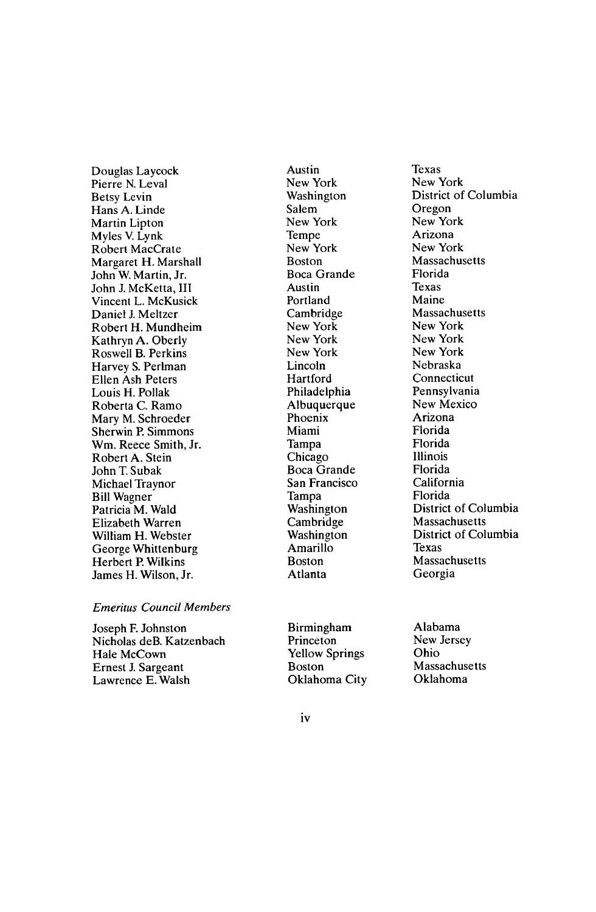| | | |
|---|---|---|
| Douglas Laycock | Austin | Texas |
| Pierre N. Leval | New York | New York |
| Betsy Levin | Washington | District of Columbia |
| Hans A. Linde | Salem | Oregon |
| Martin Lipton | New York | New York |
| Myles V. Lynk | Tempe | Arizona |
| Robert MacCrate | New York | New York |
| Margaret H. Marshall | Boston | Massachusetts |
| John W. Martin, Jr. | Boca Grande | Florida |
| John J. McKetta, III | Austin | Texas |
| Vincent L. McKusick | Portland | Maine |
| Daniel J. Meltzer | Cambridge | Massachusetts |
| Robert H. Mundheim | New York | New York |
| Kathryn A. Oberly | New York | New York |
| Roswell B. Perkins | New York | New York |
| Harvey S. Perlman | Lincoln | Nebraska |
| Ellen Ash Peters | Hartford | Connecticut |
| Louis H. Pollak | Philadelphia | Pennsylvania |
| Roberta C. Ramo | Albuquerque | New Mexico |
| Mary M. Schroeder | Phoenix | Arizona |
| Sherwin P. Simmons | Miami | Florida |
| Wm. Reece Smith, Jr. | Tampa | Florida |
| Robert A. Stein | Chicago | Illinois |
| John T. Subak | Boca Grande | Florida |
| Michael Traynor | San Francisco | California |
| Bill Wagner | Tampa | Florida |
| Patricia M. Wald | Washington | District of Columbia |
| Elizabeth Warren | Cambridge | Massachusetts |
| William H. Webster | Washington | District of Columbia |
| George Whittenburg | Amarillo | Texas |
| Herbert P. Wilkins | Boston | Massachusetts |
| James H. Wilson, Jr. | Atlanta | Georgia |

*Emeritus Council Members*

| | | |
|---|---|---|
| Joseph F. Johnston | Birmingham | Alabama |
| Nicholas deB. Katzenbach | Princeton | New Jersey |
| Hale McCown | Yellow Springs | Ohio |
| Ernest J. Sargeant | Boston | Massachusetts |
| Lawrence E. Walsh | Oklahoma City | Oklahoma |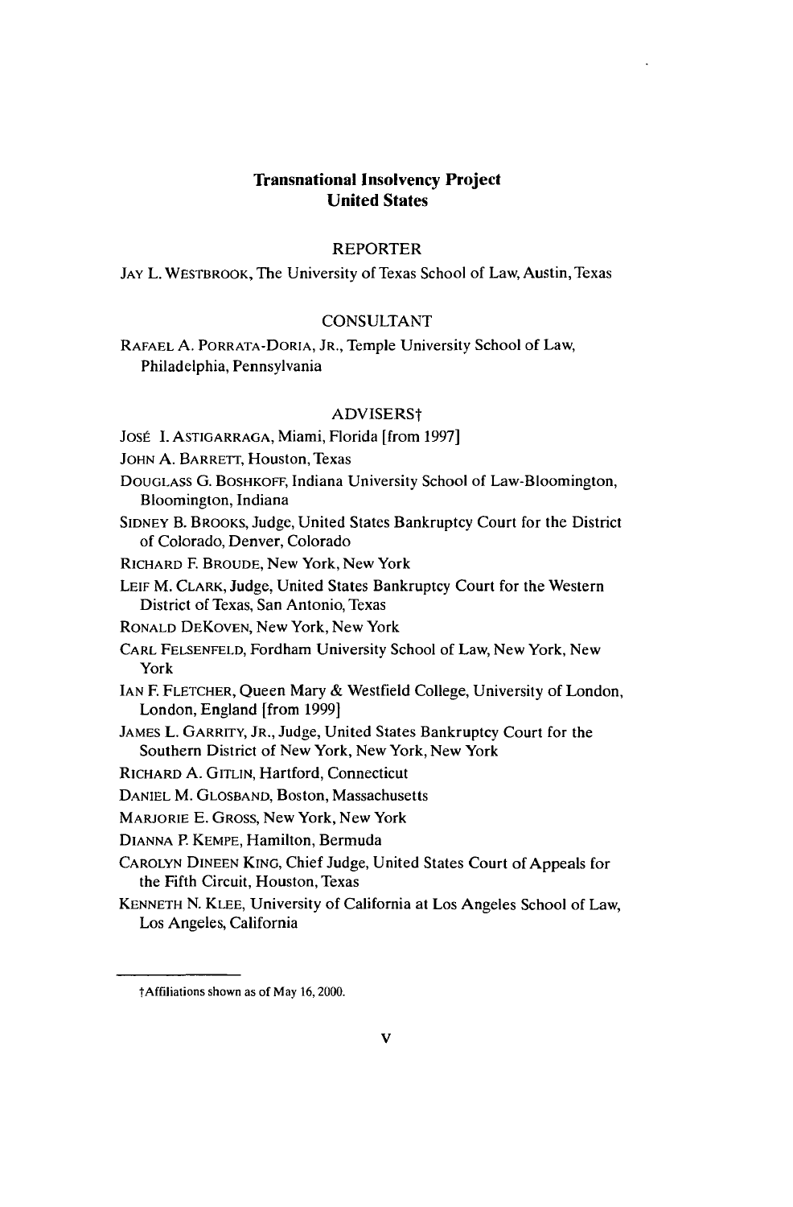## Transnational Insolvency Project
## United States

### REPORTER

JAY L. WESTBROOK, The University of Texas School of Law, Austin, Texas

### CONSULTANT

RAFAEL A. PORRATA-DORIA, JR., Temple University School of Law, Philadelphia, Pennsylvania

### ADVISERS†

JOSÉ I. ASTIGARRAGA, Miami, Florida [from 1997]

JOHN A. BARRETT, Houston, Texas

DOUGLASS G. BOSHKOFF, Indiana University School of Law-Bloomington, Bloomington, Indiana

SIDNEY B. BROOKS, Judge, United States Bankruptcy Court for the District of Colorado, Denver, Colorado

RICHARD F. BROUDE, New York, New York

LEIF M. CLARK, Judge, United States Bankruptcy Court for the Western District of Texas, San Antonio, Texas

RONALD DEKOVEN, New York, New York

CARL FELSENFELD, Fordham University School of Law, New York, New York

IAN F. FLETCHER, Queen Mary & Westfield College, University of London, London, England [from 1999]

JAMES L. GARRITY, JR., Judge, United States Bankruptcy Court for the Southern District of New York, New York, New York

RICHARD A. GITLIN, Hartford, Connecticut

DANIEL M. GLOSBAND, Boston, Massachusetts

MARJORIE E. GROSS, New York, New York

DIANNA P. KEMPE, Hamilton, Bermuda

CAROLYN DINEEN KING, Chief Judge, United States Court of Appeals for the Fifth Circuit, Houston, Texas

KENNETH N. KLEE, University of California at Los Angeles School of Law, Los Angeles, California

---

†Affiliations shown as of May 16, 2000.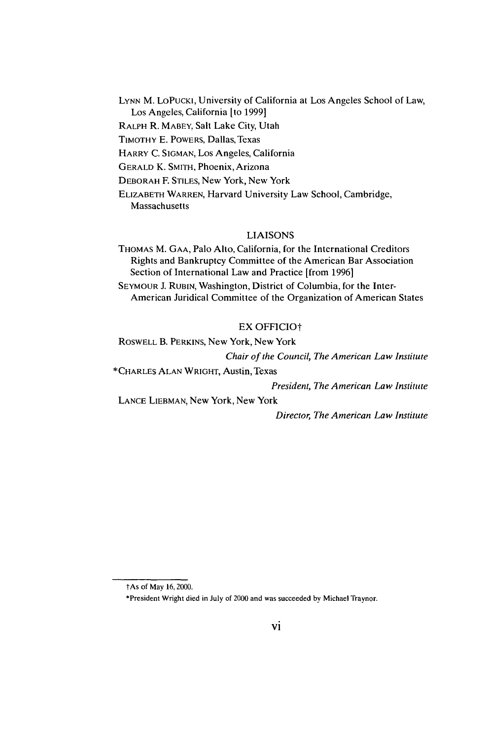LYNN M. LOPUCKI, University of California at Los Angeles School of Law, Los Angeles, California [to 1999]

RALPH R. MABEY, Salt Lake City, Utah

TIMOTHY E. POWERS, Dallas, Texas

HARRY C. SIGMAN, Los Angeles, California

GERALD K. SMITH, Phoenix, Arizona

DEBORAH F. STILES, New York, New York

ELIZABETH WARREN, Harvard University Law School, Cambridge, Massachusetts

## LIAISONS

THOMAS M. GAA, Palo Alto, California, for the International Creditors Rights and Bankruptcy Committee of the American Bar Association Section of International Law and Practice [from 1996]

SEYMOUR J. RUBIN, Washington, District of Columbia, for the Inter-American Juridical Committee of the Organization of American States

## EX OFFICIO†

ROSWELL B. PERKINS, New York, New York
*Chair of the Council, The American Law Institute*

*CHARLES ALAN WRIGHT, Austin, Texas
*President, The American Law Institute*

LANCE LIEBMAN, New York, New York
*Director, The American Law Institute*

---

†As of May 16, 2000.

*President Wright died in July of 2000 and was succeeded by Michael Traynor.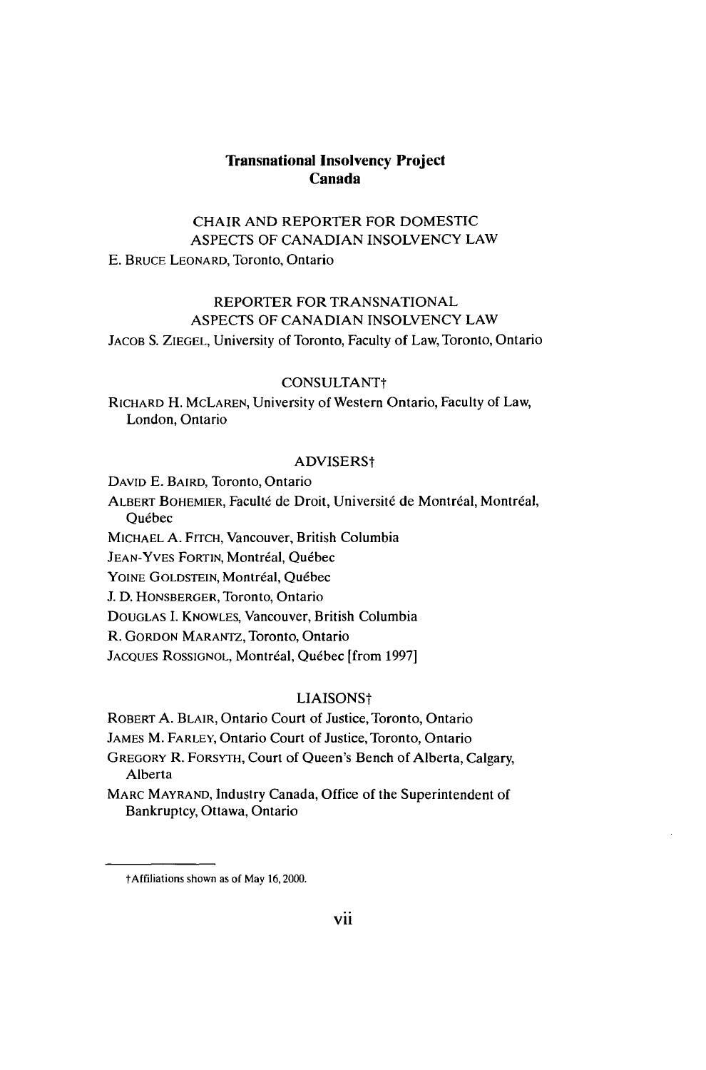# Transnational Insolvency Project
## Canada

### CHAIR AND REPORTER FOR DOMESTIC ASPECTS OF CANADIAN INSOLVENCY LAW

E. BRUCE LEONARD, Toronto, Ontario

### REPORTER FOR TRANSNATIONAL ASPECTS OF CANADIAN INSOLVENCY LAW

JACOB S. ZIEGEL, University of Toronto, Faculty of Law, Toronto, Ontario

### CONSULTANT†

RICHARD H. MCLAREN, University of Western Ontario, Faculty of Law, London, Ontario

### ADVISERS†

DAVID E. BAIRD, Toronto, Ontario

ALBERT BOHEMIER, Faculté de Droit, Université de Montréal, Montréal, Québec

MICHAEL A. FITCH, Vancouver, British Columbia

JEAN-YVES FORTIN, Montréal, Québec

YOINE GOLDSTEIN, Montréal, Québec

J. D. HONSBERGER, Toronto, Ontario

DOUGLAS I. KNOWLES, Vancouver, British Columbia

R. GORDON MARANTZ, Toronto, Ontario

JACQUES ROSSIGNOL, Montréal, Québec [from 1997]

### LIAISONS†

ROBERT A. BLAIR, Ontario Court of Justice, Toronto, Ontario

JAMES M. FARLEY, Ontario Court of Justice, Toronto, Ontario

GREGORY R. FORSYTH, Court of Queen's Bench of Alberta, Calgary, Alberta

MARC MAYRAND, Industry Canada, Office of the Superintendent of Bankruptcy, Ottawa, Ontario

---

†Affiliations shown as of May 16, 2000.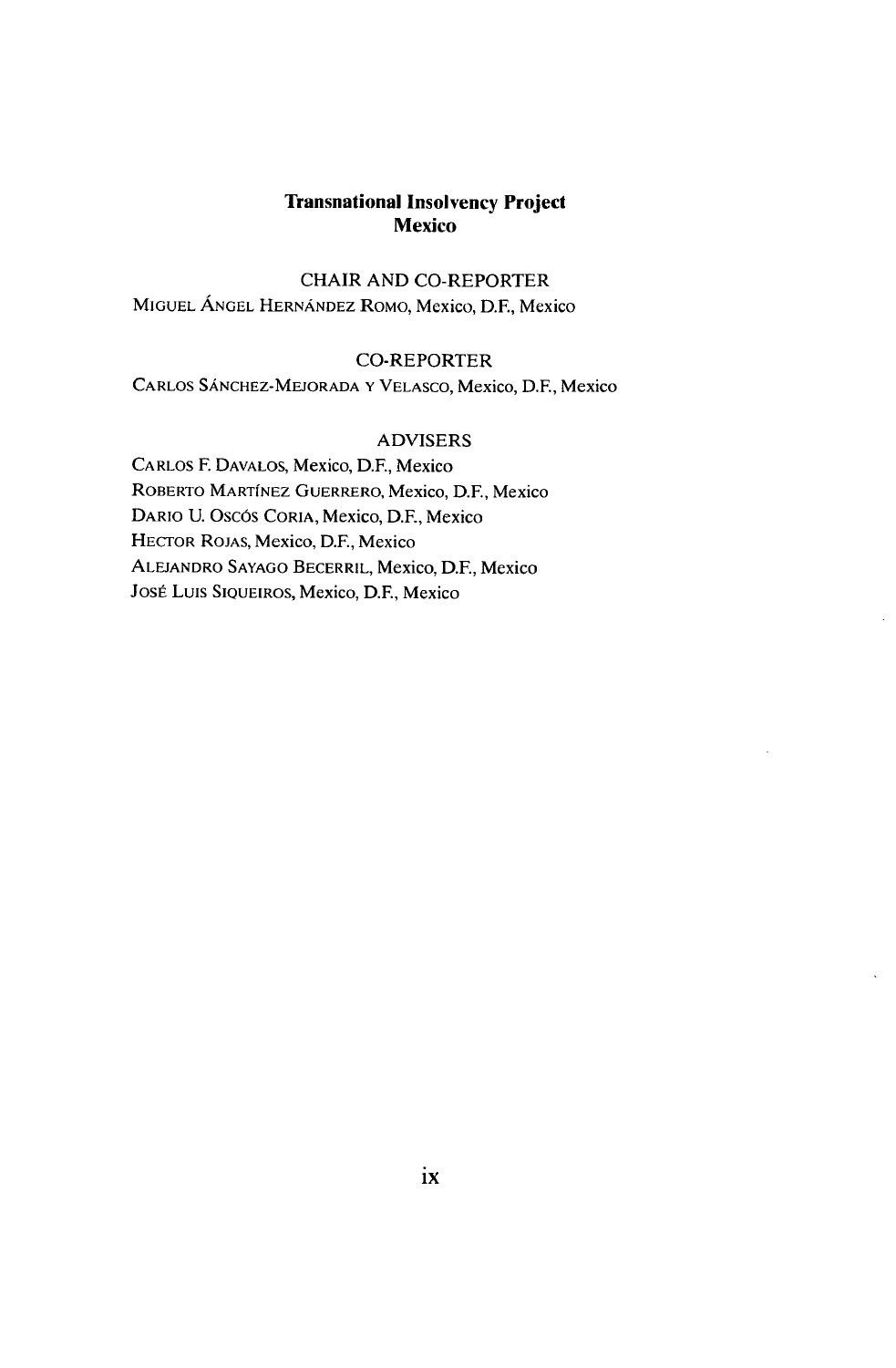**Transnational Insolvency Project**
**Mexico**

CHAIR AND CO-REPORTER

Miguel Ángel Hernández Romo, Mexico, D.F., Mexico

CO-REPORTER

Carlos Sánchez-Mejorada y Velasco, Mexico, D.F., Mexico

ADVISERS

Carlos F. Davalos, Mexico, D.F., Mexico
Roberto Martínez Guerrero, Mexico, D.F., Mexico
Dario U. Oscós Coria, Mexico, D.F., Mexico
Hector Rojas, Mexico, D.F., Mexico
Alejandro Sayago Becerril, Mexico, D.F., Mexico
José Luis Siqueiros, Mexico, D.F., Mexico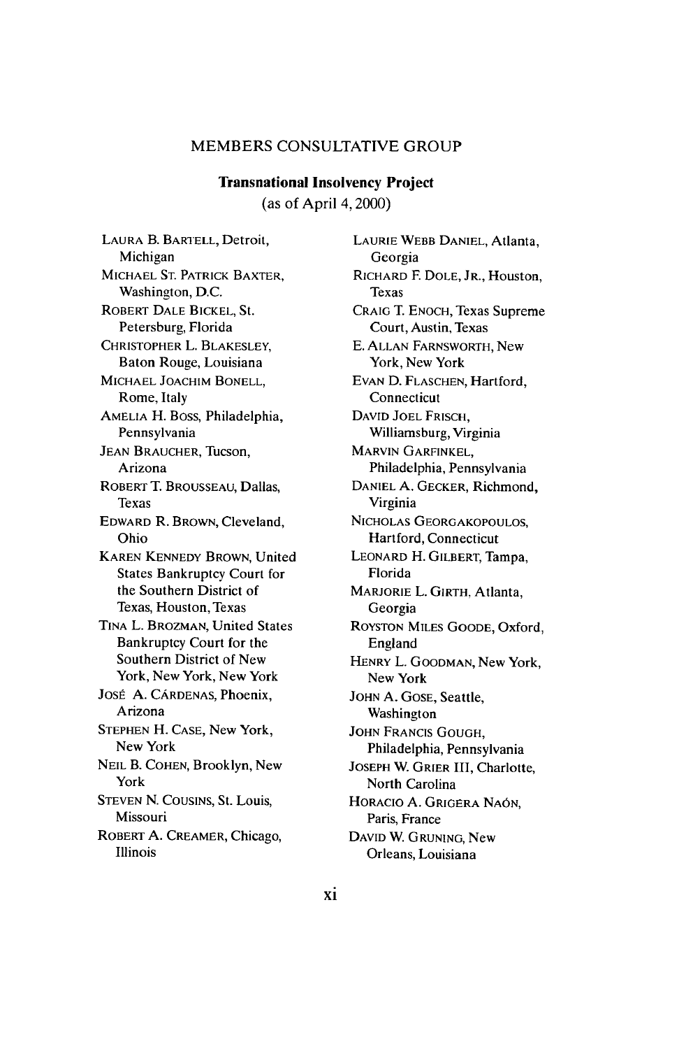## MEMBERS CONSULTATIVE GROUP

### Transnational Insolvency Project

(as of April 4, 2000)

LAURA B. BARTELL, Detroit, Michigan
MICHAEL ST. PATRICK BAXTER, Washington, D.C.
ROBERT DALE BICKEL, St. Petersburg, Florida
CHRISTOPHER L. BLAKESLEY, Baton Rouge, Louisiana
MICHAEL JOACHIM BONELL, Rome, Italy
AMELIA H. BOSS, Philadelphia, Pennsylvania
JEAN BRAUCHER, Tucson, Arizona
ROBERT T. BROUSSEAU, Dallas, Texas
EDWARD R. BROWN, Cleveland, Ohio
KAREN KENNEDY BROWN, United States Bankruptcy Court for the Southern District of Texas, Houston, Texas
TINA L. BROZMAN, United States Bankruptcy Court for the Southern District of New York, New York, New York
JOSÉ A. CÁRDENAS, Phoenix, Arizona
STEPHEN H. CASE, New York, New York
NEIL B. COHEN, Brooklyn, New York
STEVEN N. COUSINS, St. Louis, Missouri
ROBERT A. CREAMER, Chicago, Illinois
LAURIE WEBB DANIEL, Atlanta, Georgia
RICHARD F. DOLE, JR., Houston, Texas
CRAIG T. ENOCH, Texas Supreme Court, Austin, Texas
E. ALLAN FARNSWORTH, New York, New York
EVAN D. FLASCHEN, Hartford, Connecticut
DAVID JOEL FRISCH, Williamsburg, Virginia
MARVIN GARFINKEL, Philadelphia, Pennsylvania
DANIEL A. GECKER, Richmond, Virginia
NICHOLAS GEORGAKOPOULOS, Hartford, Connecticut
LEONARD H. GILBERT, Tampa, Florida
MARJORIE L. GIRTH, Atlanta, Georgia
ROYSTON MILES GOODE, Oxford, England
HENRY L. GOODMAN, New York, New York
JOHN A. GOSE, Seattle, Washington
JOHN FRANCIS GOUGH, Philadelphia, Pennsylvania
JOSEPH W. GRIER III, Charlotte, North Carolina
HORACIO A. GRIGERA NAÓN, Paris, France
DAVID W. GRUNING, New Orleans, Louisiana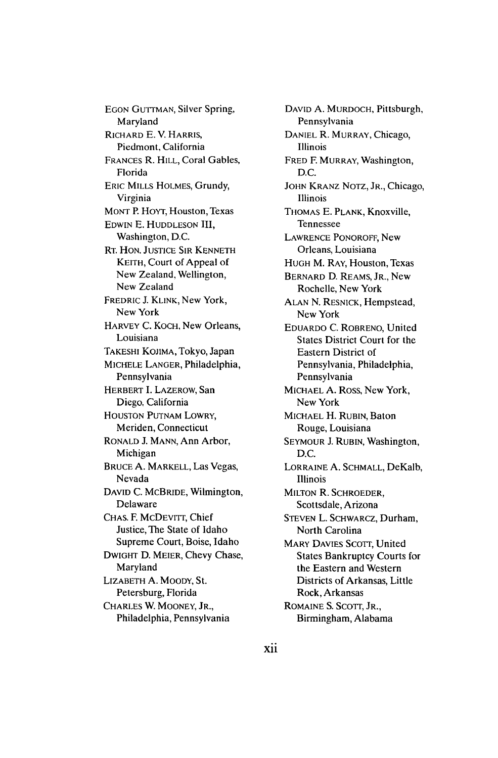EGON GUTTMAN, Silver Spring, Maryland

RICHARD E. V. HARRIS, Piedmont, California

FRANCES R. HILL, Coral Gables, Florida

ERIC MILLS HOLMES, Grundy, Virginia

MONT P. HOYT, Houston, Texas

EDWIN E. HUDDLESON III, Washington, D.C.

RT. HON. JUSTICE SIR KENNETH KEITH, Court of Appeal of New Zealand, Wellington, New Zealand

FREDRIC J. KLINK, New York, New York

HARVEY C. KOCH, New Orleans, Louisiana

TAKESHI KOJIMA, Tokyo, Japan

MICHELE LANGER, Philadelphia, Pennsylvania

HERBERT I. LAZEROW, San Diego. California

HOUSTON PUTNAM LOWRY, Meriden, Connecticut

RONALD J. MANN, Ann Arbor, Michigan

BRUCE A. MARKELL, Las Vegas, Nevada

DAVID C. MCBRIDE, Wilmington, Delaware

CHAS. F. MCDEVITT, Chief Justice, The State of Idaho Supreme Court, Boise, Idaho

DWIGHT D. MEIER, Chevy Chase, Maryland

LIZABETH A. MOODY, St. Petersburg, Florida

CHARLES W. MOONEY, JR., Philadelphia, Pennsylvania

DAVID A. MURDOCH, Pittsburgh, Pennsylvania

DANIEL R. MURRAY, Chicago, Illinois

FRED F. MURRAY, Washington, D.C.

JOHN KRANZ NOTZ, JR., Chicago, Illinois

THOMAS E. PLANK, Knoxville, Tennessee

LAWRENCE PONOROFF, New Orleans, Louisiana

HUGH M. RAY, Houston, Texas

BERNARD D. REAMS, JR., New Rochelle, New York

ALAN N. RESNICK, Hempstead, New York

EDUARDO C. ROBRENO, United States District Court for the Eastern District of Pennsylvania, Philadelphia, Pennsylvania

MICHAEL A. ROSS, New York, New York

MICHAEL H. RUBIN, Baton Rouge, Louisiana

SEYMOUR J. RUBIN, Washington, D.C.

LORRAINE A. SCHMALL, DeKalb, Illinois

MILTON R. SCHROEDER, Scottsdale, Arizona

STEVEN L. SCHWARCZ, Durham, North Carolina

MARY DAVIES SCOTT, United States Bankruptcy Courts for the Eastern and Western Districts of Arkansas, Little Rock, Arkansas

ROMAINE S. SCOTT, JR., Birmingham, Alabama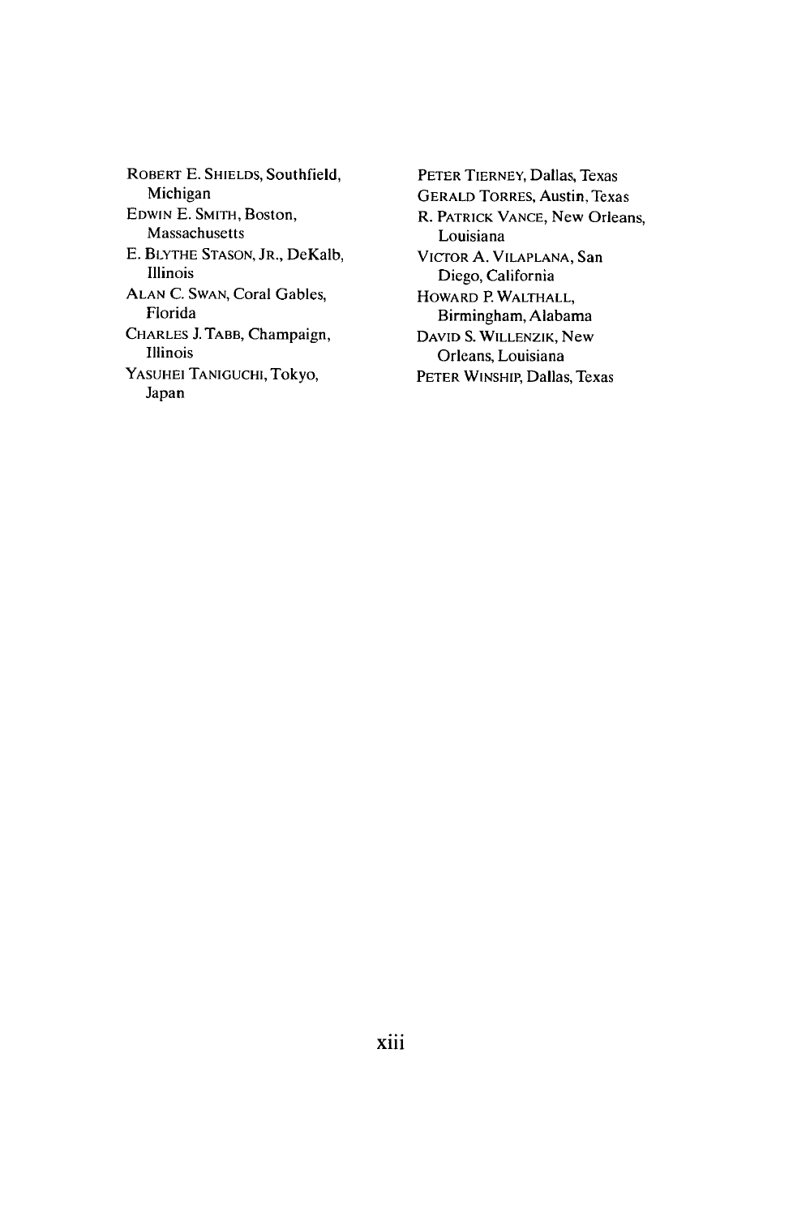ROBERT E. SHIELDS, Southfield, Michigan

EDWIN E. SMITH, Boston, Massachusetts

E. BLYTHE STASON, JR., DeKalb, Illinois

ALAN C. SWAN, Coral Gables, Florida

CHARLES J. TABB, Champaign, Illinois

YASUHEI TANIGUCHI, Tokyo, Japan

PETER TIERNEY, Dallas, Texas

GERALD TORRES, Austin, Texas

R. PATRICK VANCE, New Orleans, Louisiana

VICTOR A. VILAPLANA, San Diego, California

HOWARD P. WALTHALL, Birmingham, Alabama

DAVID S. WILLENZIK, New Orleans, Louisiana

PETER WINSHIP, Dallas, Texas